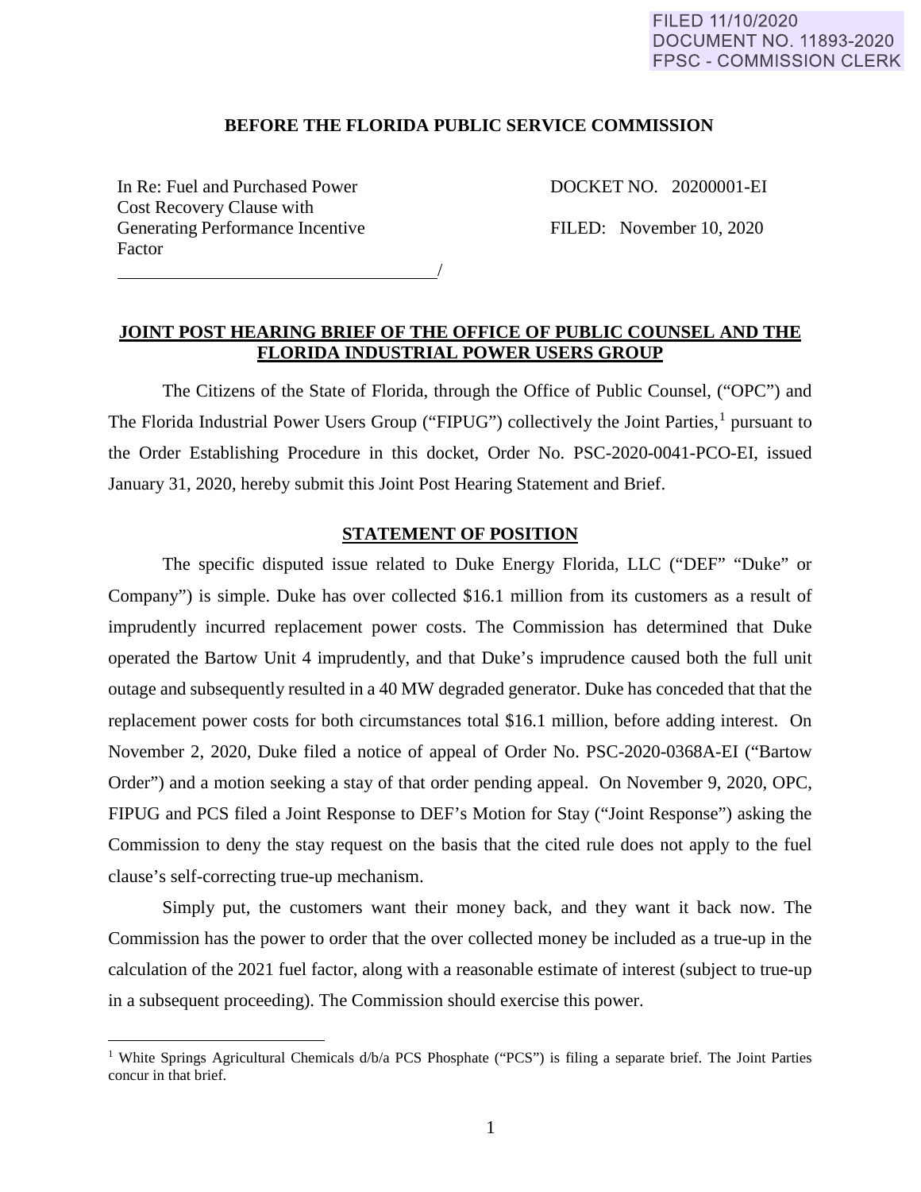FILED 11/10/2020
DOCUMENT NO. 11893-2020
FPSC - COMMISSION CLERK

**BEFORE THE FLORIDA PUBLIC SERVICE COMMISSION**

In Re: Fuel and Purchased Power Cost Recovery Clause with Generating Performance Incentive Factor
_______________________________________/

DOCKET NO. 20200001-EI

FILED: November 10, 2020

## JOINT POST HEARING BRIEF OF THE OFFICE OF PUBLIC COUNSEL AND THE FLORIDA INDUSTRIAL POWER USERS GROUP

The Citizens of the State of Florida, through the Office of Public Counsel, ("OPC") and The Florida Industrial Power Users Group ("FIPUG") collectively the Joint Parties,[1] pursuant to the Order Establishing Procedure in this docket, Order No. PSC-2020-0041-PCO-EI, issued January 31, 2020, hereby submit this Joint Post Hearing Statement and Brief.

## STATEMENT OF POSITION

The specific disputed issue related to Duke Energy Florida, LLC ("DEF" "Duke" or Company") is simple. Duke has over collected $16.1 million from its customers as a result of imprudently incurred replacement power costs. The Commission has determined that Duke operated the Bartow Unit 4 imprudently, and that Duke's imprudence caused both the full unit outage and subsequently resulted in a 40 MW degraded generator. Duke has conceded that that the replacement power costs for both circumstances total $16.1 million, before adding interest. On November 2, 2020, Duke filed a notice of appeal of Order No. PSC-2020-0368A-EI ("Bartow Order") and a motion seeking a stay of that order pending appeal. On November 9, 2020, OPC, FIPUG and PCS filed a Joint Response to DEF's Motion for Stay ("Joint Response") asking the Commission to deny the stay request on the basis that the cited rule does not apply to the fuel clause's self-correcting true-up mechanism.

Simply put, the customers want their money back, and they want it back now. The Commission has the power to order that the over collected money be included as a true-up in the calculation of the 2021 fuel factor, along with a reasonable estimate of interest (subject to true-up in a subsequent proceeding). The Commission should exercise this power.

[1] White Springs Agricultural Chemicals d/b/a PCS Phosphate ("PCS") is filing a separate brief. The Joint Parties concur in that brief.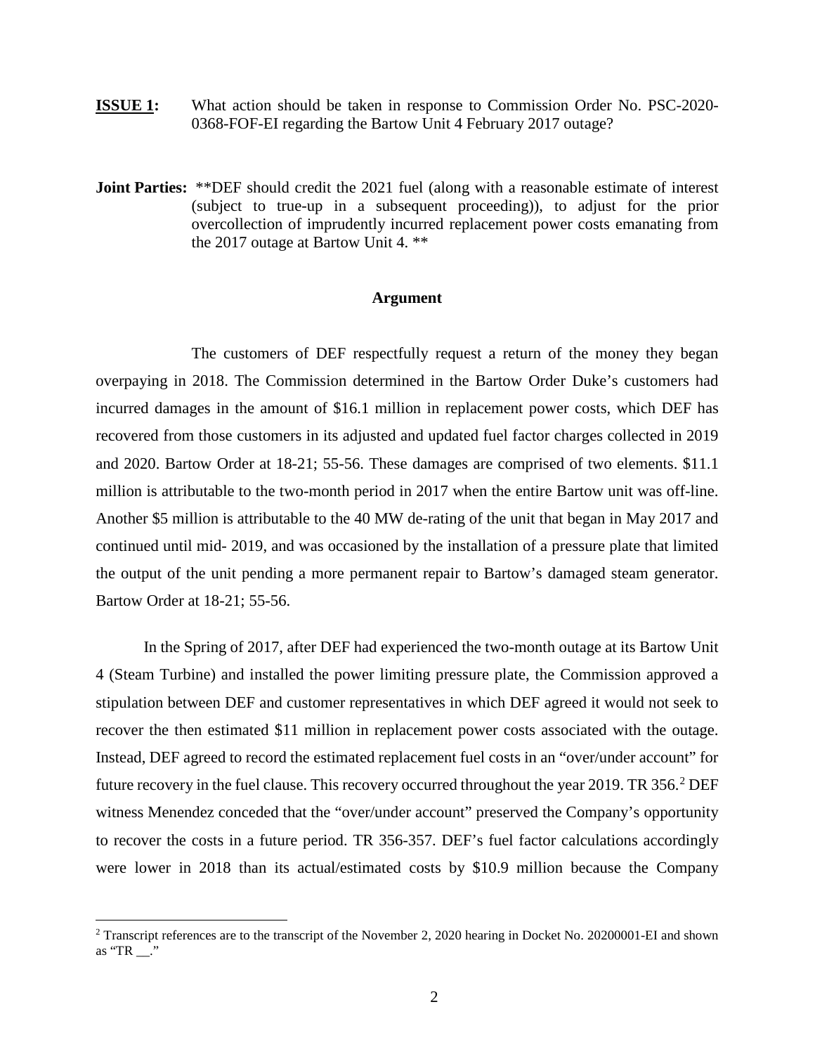**ISSUE 1:** What action should be taken in response to Commission Order No. PSC-2020-0368-FOF-EI regarding the Bartow Unit 4 February 2017 outage?

**Joint Parties:** **DEF should credit the 2021 fuel (along with a reasonable estimate of interest (subject to true-up in a subsequent proceeding)), to adjust for the prior overcollection of imprudently incurred replacement power costs emanating from the 2017 outage at Bartow Unit 4. **

### Argument

The customers of DEF respectfully request a return of the money they began overpaying in 2018. The Commission determined in the Bartow Order Duke's customers had incurred damages in the amount of $16.1 million in replacement power costs, which DEF has recovered from those customers in its adjusted and updated fuel factor charges collected in 2019 and 2020. Bartow Order at 18-21; 55-56. These damages are comprised of two elements. $11.1 million is attributable to the two-month period in 2017 when the entire Bartow unit was off-line. Another $5 million is attributable to the 40 MW de-rating of the unit that began in May 2017 and continued until mid- 2019, and was occasioned by the installation of a pressure plate that limited the output of the unit pending a more permanent repair to Bartow's damaged steam generator. Bartow Order at 18-21; 55-56.

In the Spring of 2017, after DEF had experienced the two-month outage at its Bartow Unit 4 (Steam Turbine) and installed the power limiting pressure plate, the Commission approved a stipulation between DEF and customer representatives in which DEF agreed it would not seek to recover the then estimated $11 million in replacement power costs associated with the outage. Instead, DEF agreed to record the estimated replacement fuel costs in an "over/under account" for future recovery in the fuel clause. This recovery occurred throughout the year 2019. TR 356.[2] DEF witness Menendez conceded that the "over/under account" preserved the Company's opportunity to recover the costs in a future period. TR 356-357. DEF's fuel factor calculations accordingly were lower in 2018 than its actual/estimated costs by $10.9 million because the Company

[2] Transcript references are to the transcript of the November 2, 2020 hearing in Docket No. 20200001-EI and shown as "TR __."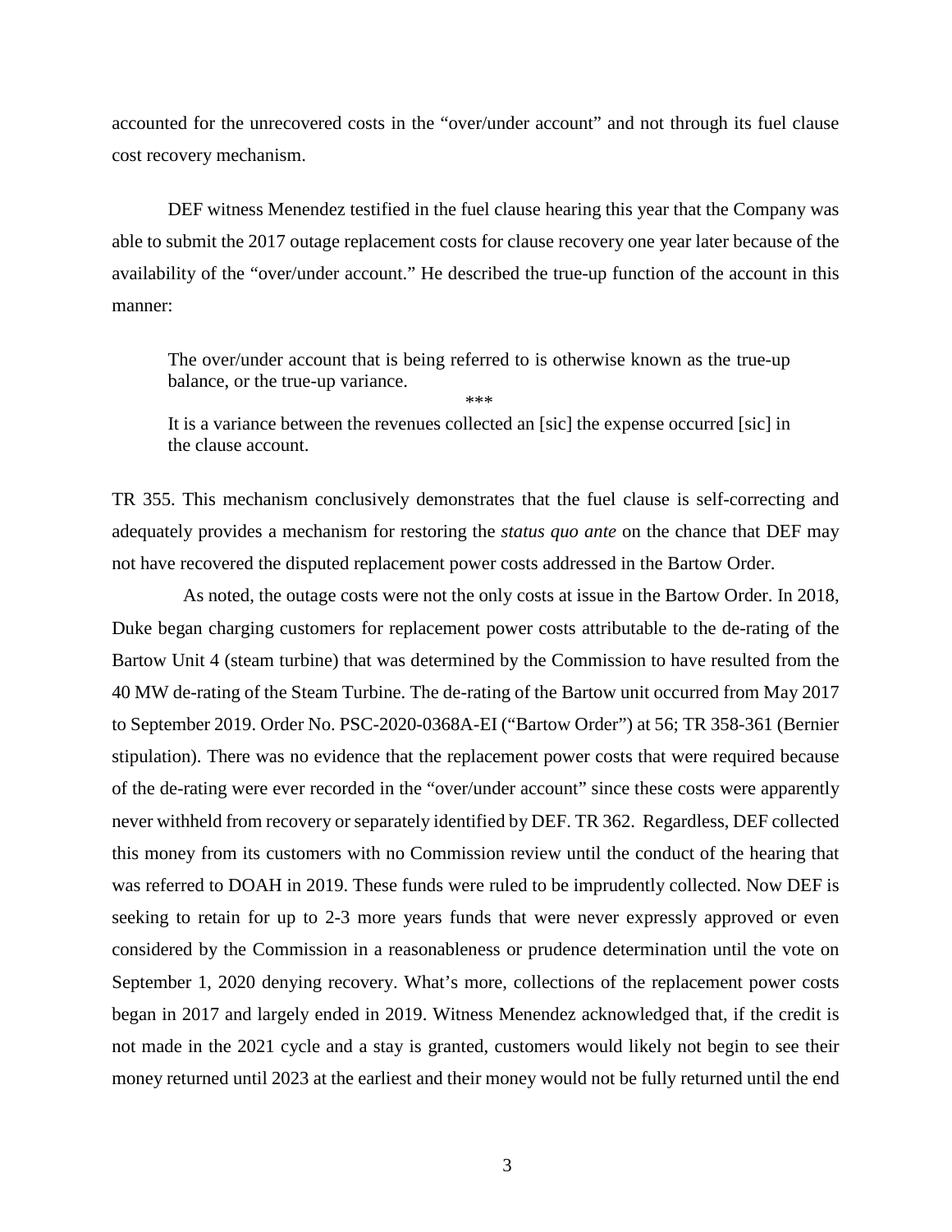accounted for the unrecovered costs in the "over/under account" and not through its fuel clause cost recovery mechanism.

DEF witness Menendez testified in the fuel clause hearing this year that the Company was able to submit the 2017 outage replacement costs for clause recovery one year later because of the availability of the "over/under account." He described the true-up function of the account in this manner:

> The over/under account that is being referred to is otherwise known as the true-up balance, or the true-up variance.
>
> \*\*\*
>
> It is a variance between the revenues collected an [sic] the expense occurred [sic] in the clause account.

TR 355. This mechanism conclusively demonstrates that the fuel clause is self-correcting and adequately provides a mechanism for restoring the *status quo ante* on the chance that DEF may not have recovered the disputed replacement power costs addressed in the Bartow Order.

As noted, the outage costs were not the only costs at issue in the Bartow Order. In 2018, Duke began charging customers for replacement power costs attributable to the de-rating of the Bartow Unit 4 (steam turbine) that was determined by the Commission to have resulted from the 40 MW de-rating of the Steam Turbine. The de-rating of the Bartow unit occurred from May 2017 to September 2019. Order No. PSC-2020-0368A-EI ("Bartow Order") at 56; TR 358-361 (Bernier stipulation). There was no evidence that the replacement power costs that were required because of the de-rating were ever recorded in the "over/under account" since these costs were apparently never withheld from recovery or separately identified by DEF. TR 362. Regardless, DEF collected this money from its customers with no Commission review until the conduct of the hearing that was referred to DOAH in 2019. These funds were ruled to be imprudently collected. Now DEF is seeking to retain for up to 2-3 more years funds that were never expressly approved or even considered by the Commission in a reasonableness or prudence determination until the vote on September 1, 2020 denying recovery. What's more, collections of the replacement power costs began in 2017 and largely ended in 2019. Witness Menendez acknowledged that, if the credit is not made in the 2021 cycle and a stay is granted, customers would likely not begin to see their money returned until 2023 at the earliest and their money would not be fully returned until the end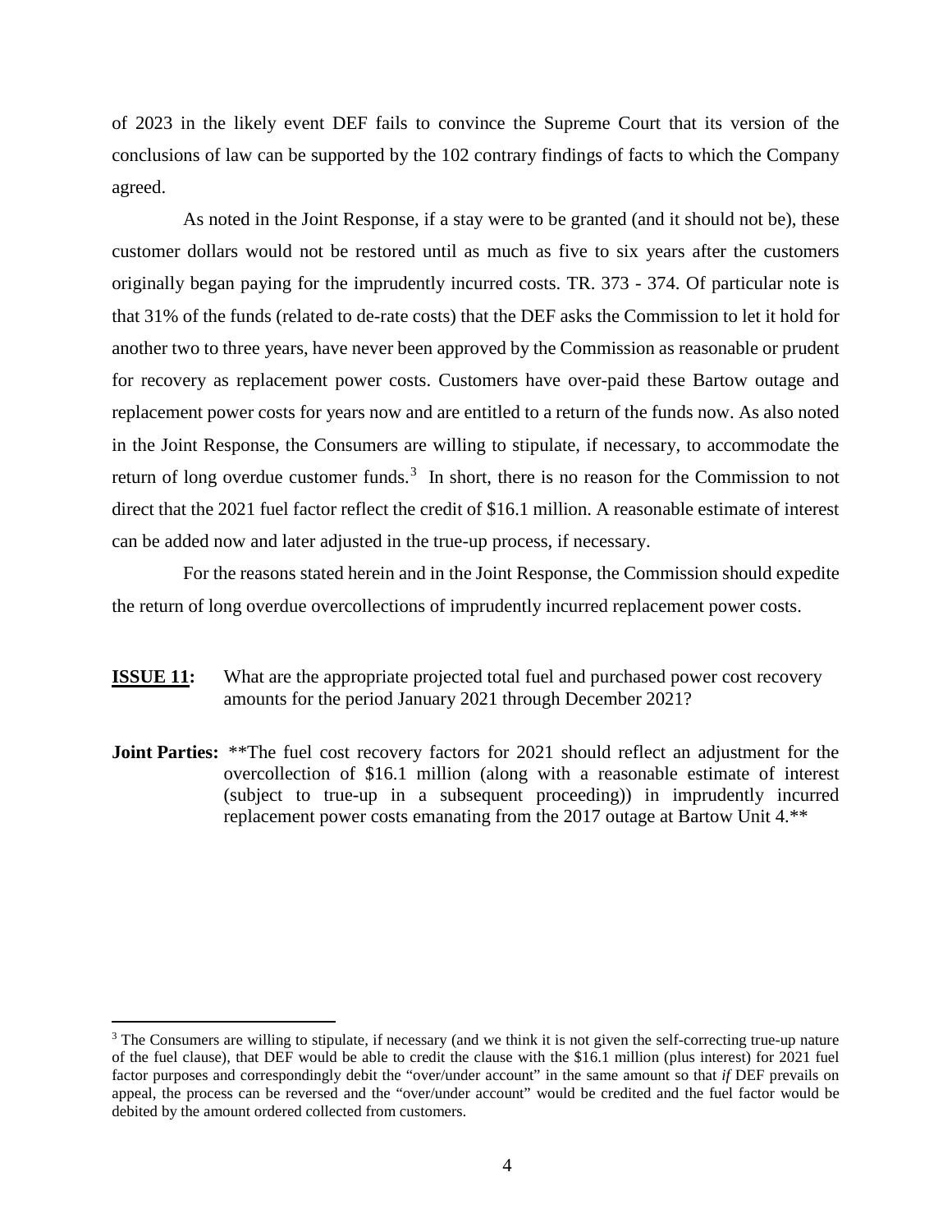of 2023 in the likely event DEF fails to convince the Supreme Court that its version of the conclusions of law can be supported by the 102 contrary findings of facts to which the Company agreed.

As noted in the Joint Response, if a stay were to be granted (and it should not be), these customer dollars would not be restored until as much as five to six years after the customers originally began paying for the imprudently incurred costs. TR. 373 - 374. Of particular note is that 31% of the funds (related to de-rate costs) that the DEF asks the Commission to let it hold for another two to three years, have never been approved by the Commission as reasonable or prudent for recovery as replacement power costs. Customers have over-paid these Bartow outage and replacement power costs for years now and are entitled to a return of the funds now. As also noted in the Joint Response, the Consumers are willing to stipulate, if necessary, to accommodate the return of long overdue customer funds.[3] In short, there is no reason for the Commission to not direct that the 2021 fuel factor reflect the credit of $16.1 million. A reasonable estimate of interest can be added now and later adjusted in the true-up process, if necessary.

For the reasons stated herein and in the Joint Response, the Commission should expedite the return of long overdue overcollections of imprudently incurred replacement power costs.

**ISSUE 11:** What are the appropriate projected total fuel and purchased power cost recovery amounts for the period January 2021 through December 2021?

**Joint Parties:** **The fuel cost recovery factors for 2021 should reflect an adjustment for the overcollection of $16.1 million (along with a reasonable estimate of interest (subject to true-up in a subsequent proceeding)) in imprudently incurred replacement power costs emanating from the 2017 outage at Bartow Unit 4.**

---

[3] The Consumers are willing to stipulate, if necessary (and we think it is not given the self-correcting true-up nature of the fuel clause), that DEF would be able to credit the clause with the $16.1 million (plus interest) for 2021 fuel factor purposes and correspondingly debit the "over/under account" in the same amount so that *if* DEF prevails on appeal, the process can be reversed and the "over/under account" would be credited and the fuel factor would be debited by the amount ordered collected from customers.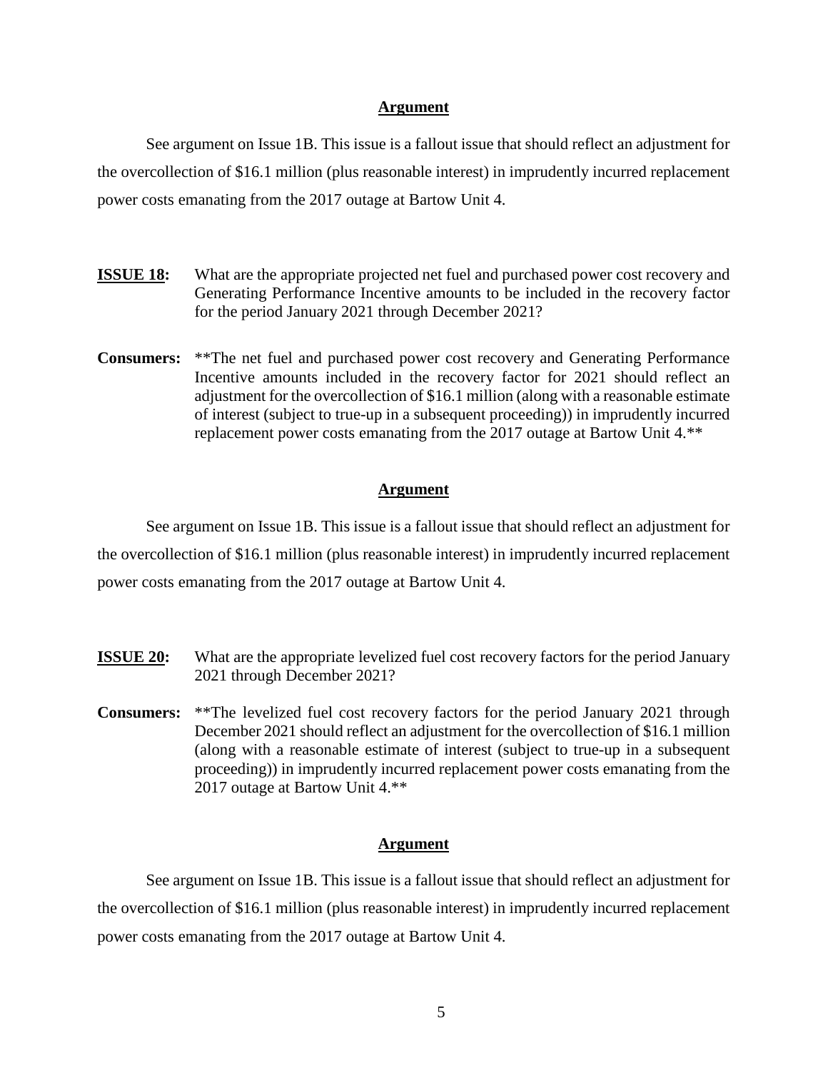**Argument**

See argument on Issue 1B. This issue is a fallout issue that should reflect an adjustment for the overcollection of $16.1 million (plus reasonable interest) in imprudently incurred replacement power costs emanating from the 2017 outage at Bartow Unit 4.

**ISSUE 18:** What are the appropriate projected net fuel and purchased power cost recovery and Generating Performance Incentive amounts to be included in the recovery factor for the period January 2021 through December 2021?

**Consumers:** **The net fuel and purchased power cost recovery and Generating Performance Incentive amounts included in the recovery factor for 2021 should reflect an adjustment for the overcollection of $16.1 million (along with a reasonable estimate of interest (subject to true-up in a subsequent proceeding)) in imprudently incurred replacement power costs emanating from the 2017 outage at Bartow Unit 4.**

**Argument**

See argument on Issue 1B. This issue is a fallout issue that should reflect an adjustment for the overcollection of $16.1 million (plus reasonable interest) in imprudently incurred replacement power costs emanating from the 2017 outage at Bartow Unit 4.

**ISSUE 20:** What are the appropriate levelized fuel cost recovery factors for the period January 2021 through December 2021?

**Consumers:** **The levelized fuel cost recovery factors for the period January 2021 through December 2021 should reflect an adjustment for the overcollection of $16.1 million (along with a reasonable estimate of interest (subject to true-up in a subsequent proceeding)) in imprudently incurred replacement power costs emanating from the 2017 outage at Bartow Unit 4.**

**Argument**

See argument on Issue 1B. This issue is a fallout issue that should reflect an adjustment for the overcollection of $16.1 million (plus reasonable interest) in imprudently incurred replacement power costs emanating from the 2017 outage at Bartow Unit 4.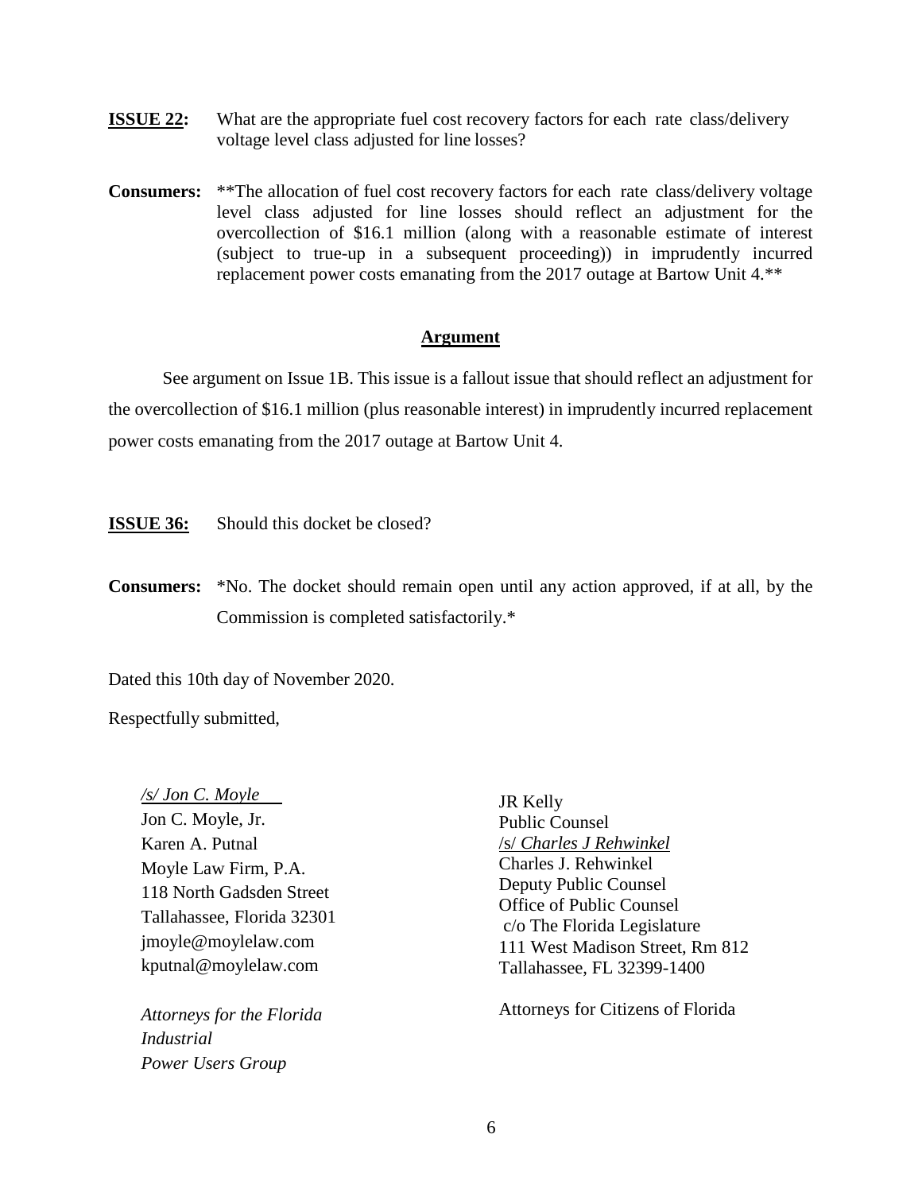**ISSUE 22:** What are the appropriate fuel cost recovery factors for each rate class/delivery voltage level class adjusted for line losses?

**Consumers:** **The allocation of fuel cost recovery factors for each rate class/delivery voltage level class adjusted for line losses should reflect an adjustment for the overcollection of $16.1 million (along with a reasonable estimate of interest (subject to true-up in a subsequent proceeding)) in imprudently incurred replacement power costs emanating from the 2017 outage at Bartow Unit 4.**

## Argument

See argument on Issue 1B. This issue is a fallout issue that should reflect an adjustment for the overcollection of $16.1 million (plus reasonable interest) in imprudently incurred replacement power costs emanating from the 2017 outage at Bartow Unit 4.

**ISSUE 36:** Should this docket be closed?

**Consumers:** *No. The docket should remain open until any action approved, if at all, by the Commission is completed satisfactorily.*

Dated this 10th day of November 2020.

Respectfully submitted,

*/s/ Jon C. Moyle*
Jon C. Moyle, Jr.
Karen A. Putnal
Moyle Law Firm, P.A.
118 North Gadsden Street
Tallahassee, Florida 32301
jmoyle@moylelaw.com
kputnal@moylelaw.com

*Attorneys for the Florida Industrial Power Users Group*

JR Kelly
Public Counsel
/s/ *Charles J Rehwinkel*
Charles J. Rehwinkel
Deputy Public Counsel
Office of Public Counsel
c/o The Florida Legislature
111 West Madison Street, Rm 812
Tallahassee, FL 32399-1400

Attorneys for Citizens of Florida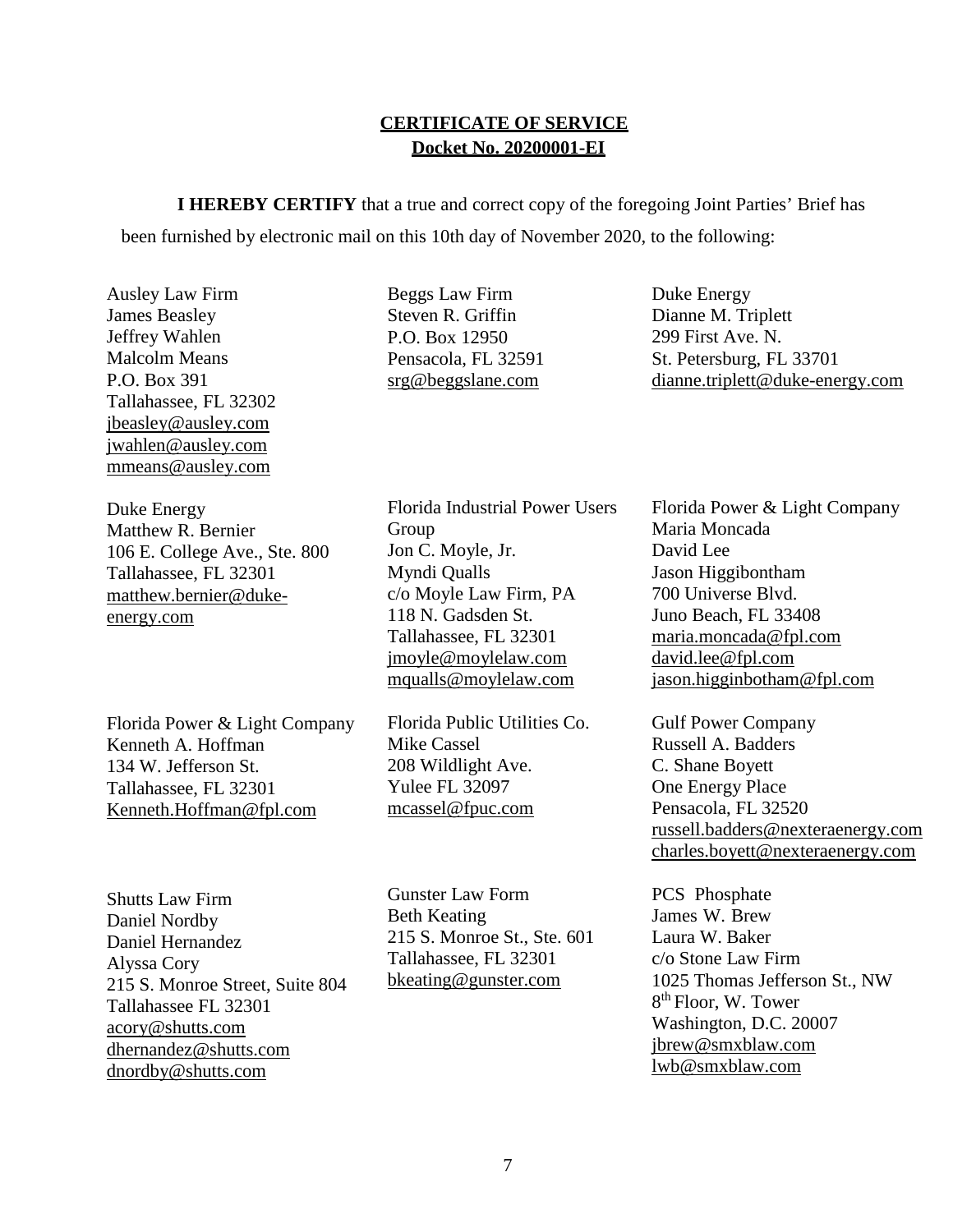**CERTIFICATE OF SERVICE**
**Docket No. 20200001-EI**

**I HEREBY CERTIFY** that a true and correct copy of the foregoing Joint Parties' Brief has been furnished by electronic mail on this 10th day of November 2020, to the following:

Ausley Law Firm
James Beasley
Jeffrey Wahlen
Malcolm Means
P.O. Box 391
Tallahassee, FL 32302
jbeasley@ausley.com
jwahlen@ausley.com
mmeans@ausley.com

Beggs Law Firm
Steven R. Griffin
P.O. Box 12950
Pensacola, FL 32591
srg@beggslane.com

Duke Energy
Dianne M. Triplett
299 First Ave. N.
St. Petersburg, FL 33701
dianne.triplett@duke-energy.com

Duke Energy
Matthew R. Bernier
106 E. College Ave., Ste. 800
Tallahassee, FL 32301
matthew.bernier@duke-energy.com

Florida Industrial Power Users Group
Jon C. Moyle, Jr.
Myndi Qualls
c/o Moyle Law Firm, PA
118 N. Gadsden St.
Tallahassee, FL 32301
jmoyle@moylelaw.com
mqualls@moylelaw.com

Florida Power & Light Company
Maria Moncada
David Lee
Jason Higgibontham
700 Universe Blvd.
Juno Beach, FL 33408
maria.moncada@fpl.com
david.lee@fpl.com
jason.higginbotham@fpl.com

Florida Power & Light Company
Kenneth A. Hoffman
134 W. Jefferson St.
Tallahassee, FL 32301
Kenneth.Hoffman@fpl.com

Florida Public Utilities Co.
Mike Cassel
208 Wildlight Ave.
Yulee FL 32097
mcassel@fpuc.com

Gulf Power Company
Russell A. Badders
C. Shane Boyett
One Energy Place
Pensacola, FL 32520
russell.badders@nexteraenergy.com
charles.boyett@nexteraenergy.com

Shutts Law Firm
Daniel Nordby
Daniel Hernandez
Alyssa Cory
215 S. Monroe Street, Suite 804
Tallahassee FL 32301
acory@shutts.com
dhernandez@shutts.com
dnordby@shutts.com

Gunster Law Form
Beth Keating
215 S. Monroe St., Ste. 601
Tallahassee, FL 32301
bkeating@gunster.com

PCS Phosphate
James W. Brew
Laura W. Baker
c/o Stone Law Firm
1025 Thomas Jefferson St., NW
8th Floor, W. Tower
Washington, D.C. 20007
jbrew@smxblaw.com
lwb@smxblaw.com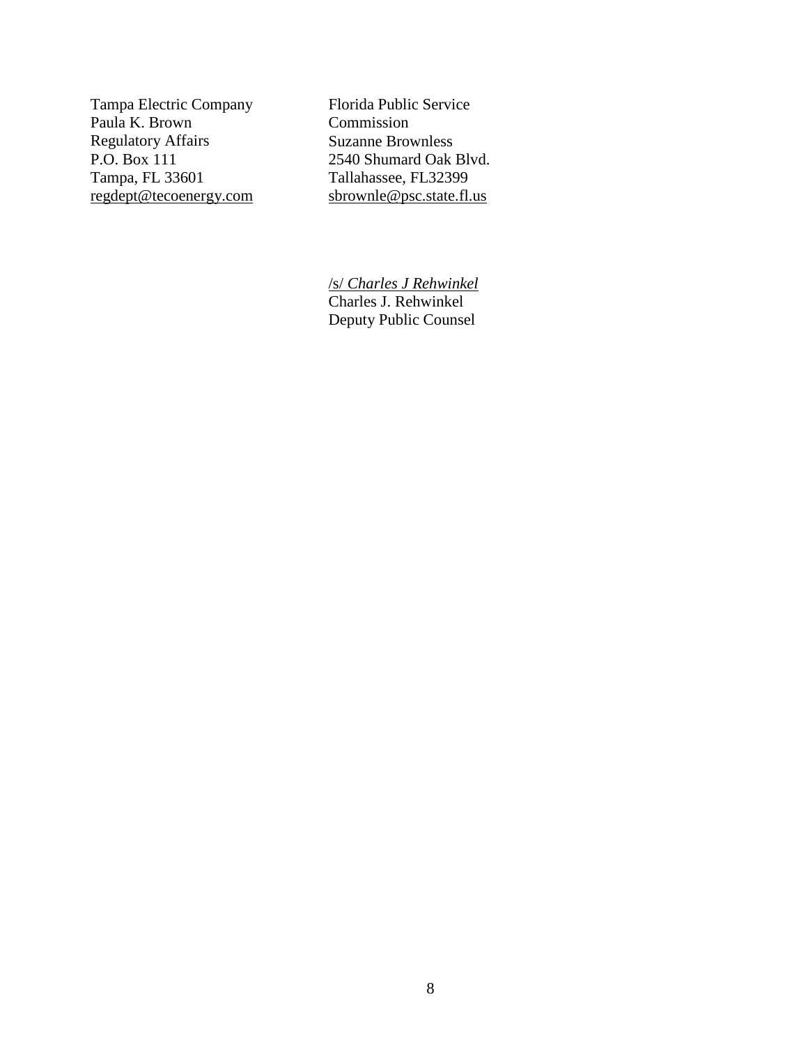Tampa Electric Company
Paula K. Brown
Regulatory Affairs
P.O. Box 111
Tampa, FL 33601
regdept@tecoenergy.com

Florida Public Service Commission
Suzanne Brownless
2540 Shumard Oak Blvd.
Tallahassee, FL32399
sbrownle@psc.state.fl.us

/s/ *Charles J Rehwinkel*
Charles J. Rehwinkel
Deputy Public Counsel